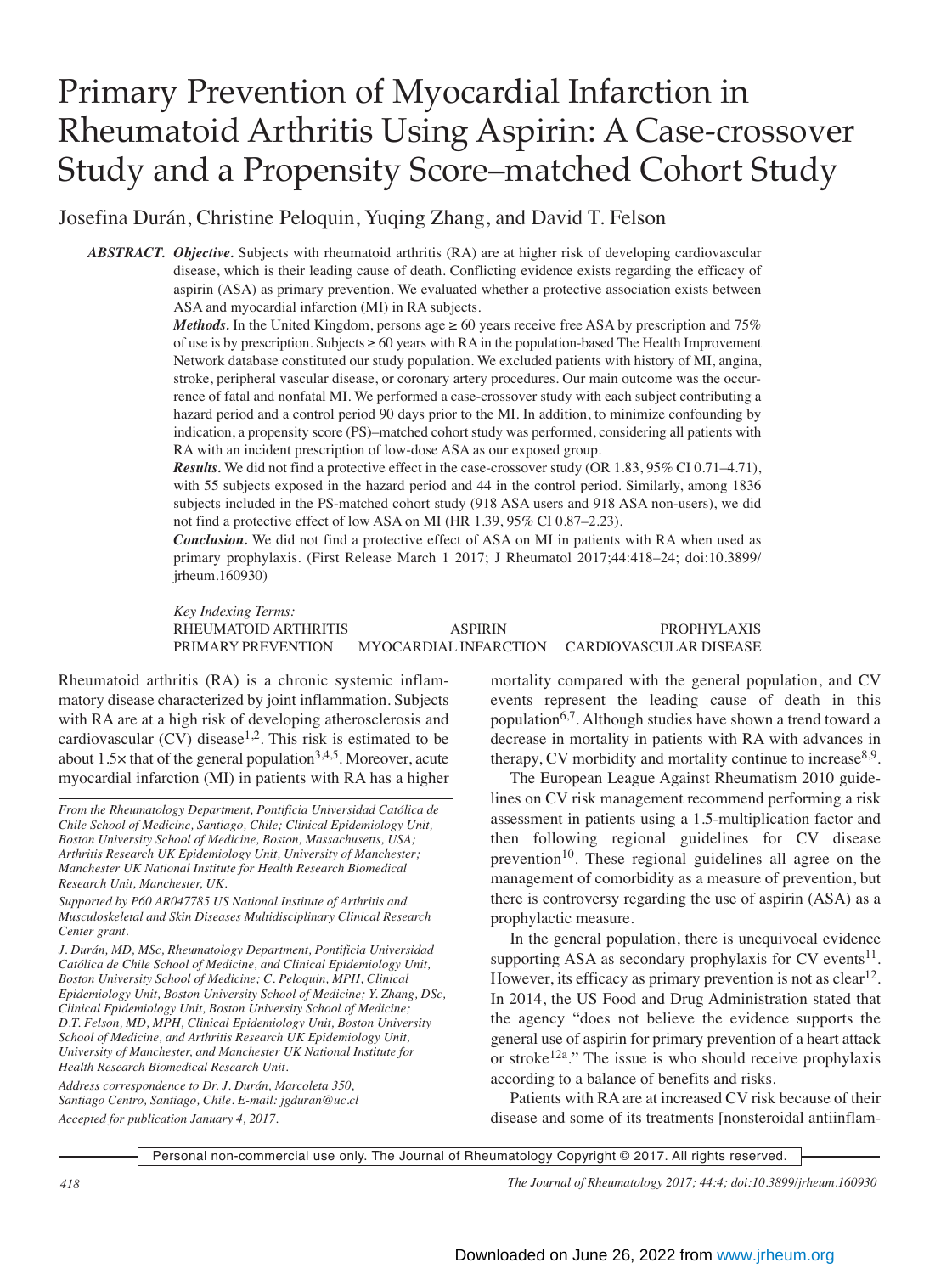# Primary Prevention of Myocardial Infarction in Rheumatoid Arthritis Using Aspirin: A Case-crossover Study and a Propensity Score–matched Cohort Study

Josefina Durán, Christine Peloquin, Yuqing Zhang, and David T. Felson

***ABSTRACT. Objective.*** Subjects with rheumatoid arthritis (RA) are at higher risk of developing cardiovascular disease, which is their leading cause of death. Conflicting evidence exists regarding the efficacy of aspirin (ASA) as primary prevention. We evaluated whether a protective association exists between ASA and myocardial infarction (MI) in RA subjects.

***Methods.*** In the United Kingdom, persons age ≥ 60 years receive free ASA by prescription and 75% of use is by prescription. Subjects ≥ 60 years with RA in the population-based The Health Improvement Network database constituted our study population. We excluded patients with history of MI, angina, stroke, peripheral vascular disease, or coronary artery procedures. Our main outcome was the occurrence of fatal and nonfatal MI. We performed a case-crossover study with each subject contributing a hazard period and a control period 90 days prior to the MI. In addition, to minimize confounding by indication, a propensity score (PS)–matched cohort study was performed, considering all patients with RA with an incident prescription of low-dose ASA as our exposed group.

***Results.*** We did not find a protective effect in the case-crossover study (OR 1.83, 95% CI 0.71–4.71), with 55 subjects exposed in the hazard period and 44 in the control period. Similarly, among 1836 subjects included in the PS-matched cohort study (918 ASA users and 918 ASA non-users), we did not find a protective effect of low ASA on MI (HR 1.39, 95% CI 0.87–2.23).

***Conclusion.*** We did not find a protective effect of ASA on MI in patients with RA when used as primary prophylaxis. (First Release March 1 2017; J Rheumatol 2017;44:418–24; doi:10.3899/jrheum.160930)

*Key Indexing Terms:*
RHEUMATOID ARTHRITIS ASPIRIN PROPHYLAXIS
PRIMARY PREVENTION MYOCARDIAL INFARCTION CARDIOVASCULAR DISEASE

Rheumatoid arthritis (RA) is a chronic systemic inflammatory disease characterized by joint inflammation. Subjects with RA are at a high risk of developing atherosclerosis and cardiovascular (CV) disease[1,2]. This risk is estimated to be about 1.5× that of the general population[3,4,5]. Moreover, acute myocardial infarction (MI) in patients with RA has a higher mortality compared with the general population, and CV events represent the leading cause of death in this population[6,7]. Although studies have shown a trend toward a decrease in mortality in patients with RA with advances in therapy, CV morbidity and mortality continue to increase[8,9].

The European League Against Rheumatism 2010 guidelines on CV risk management recommend performing a risk assessment in patients using a 1.5-multiplication factor and then following regional guidelines for CV disease prevention[10]. These regional guidelines all agree on the management of comorbidity as a measure of prevention, but there is controversy regarding the use of aspirin (ASA) as a prophylactic measure.

In the general population, there is unequivocal evidence supporting ASA as secondary prophylaxis for CV events[11]. However, its efficacy as primary prevention is not as clear[12]. In 2014, the US Food and Drug Administration stated that the agency "does not believe the evidence supports the general use of aspirin for primary prevention of a heart attack or stroke[12a]." The issue is who should receive prophylaxis according to a balance of benefits and risks.

Patients with RA are at increased CV risk because of their disease and some of its treatments [nonsteroidal antiinflam-

*From the Rheumatology Department, Pontificia Universidad Católica de Chile School of Medicine, Santiago, Chile; Clinical Epidemiology Unit, Boston University School of Medicine, Boston, Massachusetts, USA; Arthritis Research UK Epidemiology Unit, University of Manchester; Manchester UK National Institute for Health Research Biomedical Research Unit, Manchester, UK.*

*Supported by P60 AR047785 US National Institute of Arthritis and Musculoskeletal and Skin Diseases Multidisciplinary Clinical Research Center grant.*

*J. Durán, MD, MSc, Rheumatology Department, Pontificia Universidad Católica de Chile School of Medicine, and Clinical Epidemiology Unit, Boston University School of Medicine; C. Peloquin, MPH, Clinical Epidemiology Unit, Boston University School of Medicine; Y. Zhang, DSc, Clinical Epidemiology Unit, Boston University School of Medicine; D.T. Felson, MD, MPH, Clinical Epidemiology Unit, Boston University School of Medicine, and Arthritis Research UK Epidemiology Unit, University of Manchester, and Manchester UK National Institute for Health Research Biomedical Research Unit.*

*Address correspondence to Dr. J. Durán, Marcoleta 350, Santiago Centro, Santiago, Chile. E-mail: jgduran@uc.cl*

*Accepted for publication January 4, 2017.*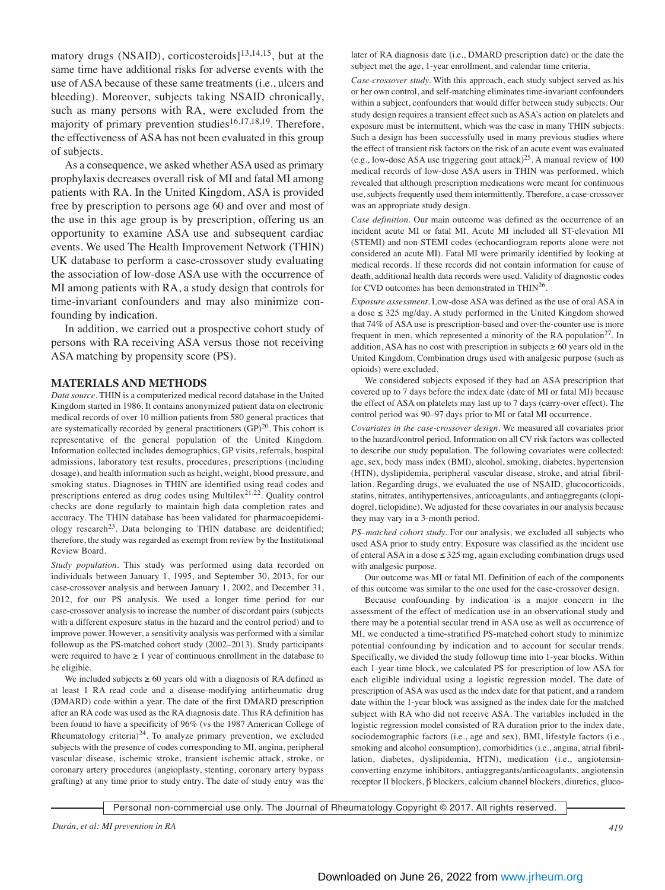matory drugs (NSAID), corticosteroids][13,14,15], but at the same time have additional risks for adverse events with the use of ASA because of these same treatments (i.e., ulcers and bleeding). Moreover, subjects taking NSAID chronically, such as many persons with RA, were excluded from the majority of primary prevention studies[16,17,18,19]. Therefore, the effectiveness of ASA has not been evaluated in this group of subjects.

As a consequence, we asked whether ASA used as primary prophylaxis decreases overall risk of MI and fatal MI among patients with RA. In the United Kingdom, ASA is provided free by prescription to persons age 60 and over and most of the use in this age group is by prescription, offering us an opportunity to examine ASA use and subsequent cardiac events. We used The Health Improvement Network (THIN) UK database to perform a case-crossover study evaluating the association of low-dose ASA use with the occurrence of MI among patients with RA, a study design that controls for time-invariant confounders and may also minimize confounding by indication.

In addition, we carried out a prospective cohort study of persons with RA receiving ASA versus those not receiving ASA matching by propensity score (PS).

## MATERIALS AND METHODS

*Data source.* THIN is a computerized medical record database in the United Kingdom started in 1986. It contains anonymized patient data on electronic medical records of over 10 million patients from 580 general practices that are systematically recorded by general practitioners (GP)[20]. This cohort is representative of the general population of the United Kingdom. Information collected includes demographics, GP visits, referrals, hospital admissions, laboratory test results, procedures, prescriptions (including dosage), and health information such as height, weight, blood pressure, and smoking status. Diagnoses in THIN are identified using read codes and prescriptions entered as drug codes using Multilex[21,22]. Quality control checks are done regularly to maintain high data completion rates and accuracy. The THIN database has been validated for pharmacoepidemiology research[23]. Data belonging to THIN database are deidentified; therefore, the study was regarded as exempt from review by the Institutional Review Board.

*Study population.* This study was performed using data recorded on individuals between January 1, 1995, and September 30, 2013, for our case-crossover analysis and between January 1, 2002, and December 31, 2012, for our PS analysis. We used a longer time period for our case-crossover analysis to increase the number of discordant pairs (subjects with a different exposure status in the hazard and the control period) and to improve power. However, a sensitivity analysis was performed with a similar followup as the PS-matched cohort study (2002–2013). Study participants were required to have ≥ 1 year of continuous enrollment in the database to be eligible.

We included subjects ≥ 60 years old with a diagnosis of RA defined as at least 1 RA read code and a disease-modifying antirheumatic drug (DMARD) code within a year. The date of the first DMARD prescription after an RA code was used as the RA diagnosis date. This RA definition has been found to have a specificity of 96% (vs the 1987 American College of Rheumatology criteria)[24]. To analyze primary prevention, we excluded subjects with the presence of codes corresponding to MI, angina, peripheral vascular disease, ischemic stroke, transient ischemic attack, stroke, or coronary artery procedures (angioplasty, stenting, coronary artery bypass grafting) at any time prior to study entry. The date of study entry was the later of RA diagnosis date (i.e., DMARD prescription date) or the date the subject met the age, 1-year enrollment, and calendar time criteria.

*Case-crossover study.* With this approach, each study subject served as his or her own control, and self-matching eliminates time-invariant confounders within a subject, confounders that would differ between study subjects. Our study design requires a transient effect such as ASA's action on platelets and exposure must be intermittent, which was the case in many THIN subjects. Such a design has been successfully used in many previous studies where the effect of transient risk factors on the risk of an acute event was evaluated (e.g., low-dose ASA use triggering gout attack)[25]. A manual review of 100 medical records of low-dose ASA users in THIN was performed, which revealed that although prescription medications were meant for continuous use, subjects frequently used them intermittently. Therefore, a case-crossover was an appropriate study design.

*Case definition.* Our main outcome was defined as the occurrence of an incident acute MI or fatal MI. Acute MI included all ST-elevation MI (STEMI) and non-STEMI codes (echocardiogram reports alone were not considered an acute MI). Fatal MI were primarily identified by looking at medical records. If these records did not contain information for cause of death, additional health data records were used. Validity of diagnostic codes for CVD outcomes has been demonstrated in THIN[26].

*Exposure assessment.* Low-dose ASA was defined as the use of oral ASA in a dose ≤ 325 mg/day. A study performed in the United Kingdom showed that 74% of ASA use is prescription-based and over-the-counter use is more frequent in men, which represented a minority of the RA population[27]. In addition, ASA has no cost with prescription in subjects ≥ 60 years old in the United Kingdom. Combination drugs used with analgesic purpose (such as opioids) were excluded.

We considered subjects exposed if they had an ASA prescription that covered up to 7 days before the index date (date of MI or fatal MI) because the effect of ASA on platelets may last up to 7 days (carry-over effect). The control period was 90–97 days prior to MI or fatal MI occurrence.

*Covariates in the case-crossover design.* We measured all covariates prior to the hazard/control period. Information on all CV risk factors was collected to describe our study population. The following covariates were collected: age, sex, body mass index (BMI), alcohol, smoking, diabetes, hypertension (HTN), dyslipidemia, peripheral vascular disease, stroke, and atrial fibrillation. Regarding drugs, we evaluated the use of NSAID, glucocorticoids, statins, nitrates, antihypertensives, anticoagulants, and antiaggregants (clopidogrel, ticlopidine). We adjusted for these covariates in our analysis because they may vary in a 3-month period.

*PS–matched cohort study.* For our analysis, we excluded all subjects who used ASA prior to study entry. Exposure was classified as the incident use of enteral ASA in a dose ≤ 325 mg, again excluding combination drugs used with analgesic purpose.

Our outcome was MI or fatal MI. Definition of each of the components of this outcome was similar to the one used for the case-crossover design.

Because confounding by indication is a major concern in the assessment of the effect of medication use in an observational study and there may be a potential secular trend in ASA use as well as occurrence of MI, we conducted a time-stratified PS-matched cohort study to minimize potential confounding by indication and to account for secular trends. Specifically, we divided the study followup time into 1-year blocks. Within each 1-year time block, we calculated PS for prescription of low ASA for each eligible individual using a logistic regression model. The date of prescription of ASA was used as the index date for that patient, and a random date within the 1-year block was assigned as the index date for the matched subject with RA who did not receive ASA. The variables included in the logistic regression model consisted of RA duration prior to the index date, sociodemographic factors (i.e., age and sex), BMI, lifestyle factors (i.e., smoking and alcohol consumption), comorbidities (i.e., angina, atrial fibrillation, diabetes, dyslipidemia, HTN), medication (i.e., angiotensin-converting enzyme inhibitors, antiaggregants/anticoagulants, angiotensin receptor II blockers, β blockers, calcium channel blockers, diuretics, gluco-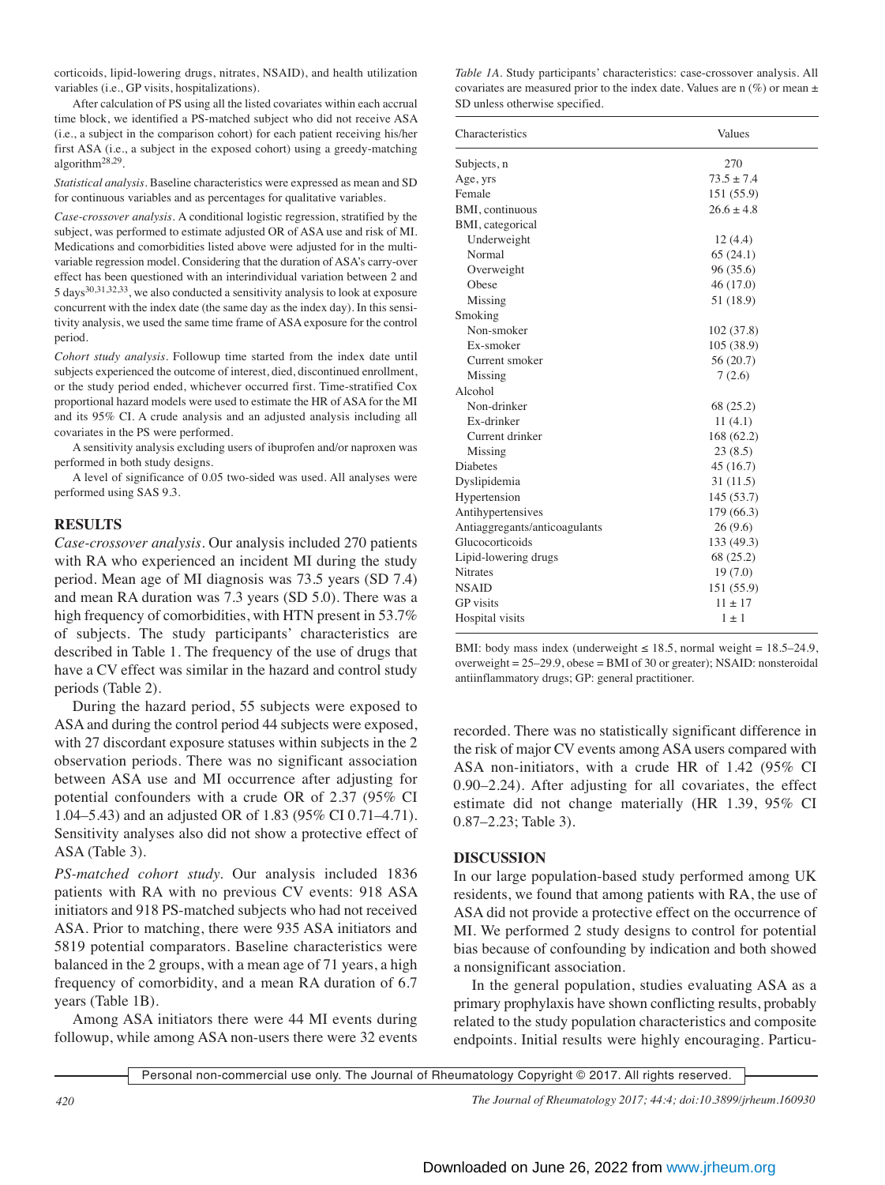corticoids, lipid-lowering drugs, nitrates, NSAID), and health utilization variables (i.e., GP visits, hospitalizations).

After calculation of PS using all the listed covariates within each accrual time block, we identified a PS-matched subject who did not receive ASA (i.e., a subject in the comparison cohort) for each patient receiving his/her first ASA (i.e., a subject in the exposed cohort) using a greedy-matching algorithm[28,29].

*Statistical analysis.* Baseline characteristics were expressed as mean and SD for continuous variables and as percentages for qualitative variables.

*Case-crossover analysis.* A conditional logistic regression, stratified by the subject, was performed to estimate adjusted OR of ASA use and risk of MI. Medications and comorbidities listed above were adjusted for in the multivariable regression model. Considering that the duration of ASA's carry-over effect has been questioned with an interindividual variation between 2 and 5 days[30,31,32,33], we also conducted a sensitivity analysis to look at exposure concurrent with the index date (the same day as the index day). In this sensitivity analysis, we used the same time frame of ASA exposure for the control period.

*Cohort study analysis.* Followup time started from the index date until subjects experienced the outcome of interest, died, discontinued enrollment, or the study period ended, whichever occurred first. Time-stratified Cox proportional hazard models were used to estimate the HR of ASA for the MI and its 95% CI. A crude analysis and an adjusted analysis including all covariates in the PS were performed.

A sensitivity analysis excluding users of ibuprofen and/or naproxen was performed in both study designs.

A level of significance of 0.05 two-sided was used. All analyses were performed using SAS 9.3.

## RESULTS

*Case-crossover analysis.* Our analysis included 270 patients with RA who experienced an incident MI during the study period. Mean age of MI diagnosis was 73.5 years (SD 7.4) and mean RA duration was 7.3 years (SD 5.0). There was a high frequency of comorbidities, with HTN present in 53.7% of subjects. The study participants' characteristics are described in Table 1. The frequency of the use of drugs that have a CV effect was similar in the hazard and control study periods (Table 2).

During the hazard period, 55 subjects were exposed to ASA and during the control period 44 subjects were exposed, with 27 discordant exposure statuses within subjects in the 2 observation periods. There was no significant association between ASA use and MI occurrence after adjusting for potential confounders with a crude OR of 2.37 (95% CI 1.04–5.43) and an adjusted OR of 1.83 (95% CI 0.71–4.71). Sensitivity analyses also did not show a protective effect of ASA (Table 3).

*PS-matched cohort study.* Our analysis included 1836 patients with RA with no previous CV events: 918 ASA initiators and 918 PS-matched subjects who had not received ASA. Prior to matching, there were 935 ASA initiators and 5819 potential comparators. Baseline characteristics were balanced in the 2 groups, with a mean age of 71 years, a high frequency of comorbidity, and a mean RA duration of 6.7 years (Table 1B).

Among ASA initiators there were 44 MI events during followup, while among ASA non-users there were 32 events recorded. There was no statistically significant difference in the risk of major CV events among ASA users compared with ASA non-initiators, with a crude HR of 1.42 (95% CI 0.90–2.24). After adjusting for all covariates, the effect estimate did not change materially (HR 1.39, 95% CI 0.87–2.23; Table 3).

*Table 1A.* Study participants' characteristics: case-crossover analysis. All covariates are measured prior to the index date. Values are n (%) or mean ± SD unless otherwise specified.

| Characteristics | Values |
|---|---|
| Subjects, n | 270 |
| Age, yrs | 73.5 ± 7.4 |
| Female | 151 (55.9) |
| BMI, continuous | 26.6 ± 4.8 |
| BMI, categorical | |
| Underweight | 12 (4.4) |
| Normal | 65 (24.1) |
| Overweight | 96 (35.6) |
| Obese | 46 (17.0) |
| Missing | 51 (18.9) |
| Smoking | |
| Non-smoker | 102 (37.8) |
| Ex-smoker | 105 (38.9) |
| Current smoker | 56 (20.7) |
| Missing | 7 (2.6) |
| Alcohol | |
| Non-drinker | 68 (25.2) |
| Ex-drinker | 11 (4.1) |
| Current drinker | 168 (62.2) |
| Missing | 23 (8.5) |
| Diabetes | 45 (16.7) |
| Dyslipidemia | 31 (11.5) |
| Hypertension | 145 (53.7) |
| Antihypertensives | 179 (66.3) |
| Antiaggregants/anticoagulants | 26 (9.6) |
| Glucocorticoids | 133 (49.3) |
| Lipid-lowering drugs | 68 (25.2) |
| Nitrates | 19 (7.0) |
| NSAID | 151 (55.9) |
| GP visits | 11 ± 17 |
| Hospital visits | 1 ± 1 |

BMI: body mass index (underweight ≤ 18.5, normal weight = 18.5–24.9, overweight = 25–29.9, obese = BMI of 30 or greater); NSAID: nonsteroidal antiinflammatory drugs; GP: general practitioner.

## DISCUSSION

In our large population-based study performed among UK residents, we found that among patients with RA, the use of ASA did not provide a protective effect on the occurrence of MI. We performed 2 study designs to control for potential bias because of confounding by indication and both showed a nonsignificant association.

In the general population, studies evaluating ASA as a primary prophylaxis have shown conflicting results, probably related to the study population characteristics and composite endpoints. Initial results were highly encouraging. Particu-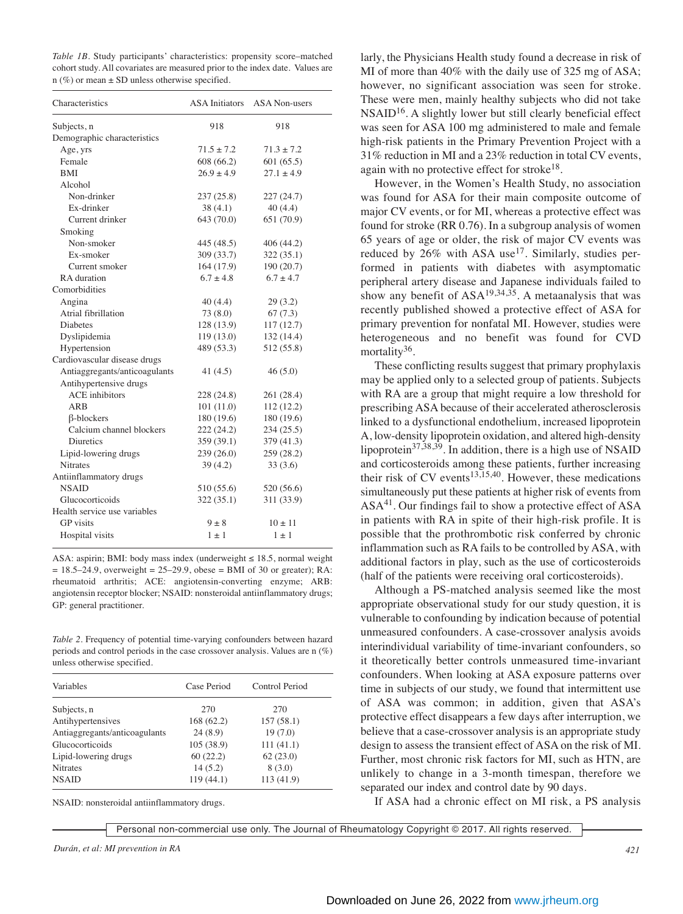*Table 1B*. Study participants' characteristics: propensity score–matched cohort study. All covariates are measured prior to the index date. Values are n (%) or mean ± SD unless otherwise specified.

| Characteristics | ASA Initiators | ASA Non-users |
|---|---|---|
| Subjects, n | 918 | 918 |
| Demographic characteristics | | |
| Age, yrs | 71.5 ± 7.2 | 71.3 ± 7.2 |
| Female | 608 (66.2) | 601 (65.5) |
| BMI | 26.9 ± 4.9 | 27.1 ± 4.9 |
| Alcohol | | |
| Non-drinker | 237 (25.8) | 227 (24.7) |
| Ex-drinker | 38 (4.1) | 40 (4.4) |
| Current drinker | 643 (70.0) | 651 (70.9) |
| Smoking | | |
| Non-smoker | 445 (48.5) | 406 (44.2) |
| Ex-smoker | 309 (33.7) | 322 (35.1) |
| Current smoker | 164 (17.9) | 190 (20.7) |
| RA duration | 6.7 ± 4.8 | 6.7 ± 4.7 |
| Comorbidities | | |
| Angina | 40 (4.4) | 29 (3.2) |
| Atrial fibrillation | 73 (8.0) | 67 (7.3) |
| Diabetes | 128 (13.9) | 117 (12.7) |
| Dyslipidemia | 119 (13.0) | 132 (14.4) |
| Hypertension | 489 (53.3) | 512 (55.8) |
| Cardiovascular disease drugs | | |
| Antiaggregants/anticoagulants | 41 (4.5) | 46 (5.0) |
| Antihypertensive drugs | | |
| ACE inhibitors | 228 (24.8) | 261 (28.4) |
| ARB | 101 (11.0) | 112 (12.2) |
| β-blockers | 180 (19.6) | 180 (19.6) |
| Calcium channel blockers | 222 (24.2) | 234 (25.5) |
| Diuretics | 359 (39.1) | 379 (41.3) |
| Lipid-lowering drugs | 239 (26.0) | 259 (28.2) |
| Nitrates | 39 (4.2) | 33 (3.6) |
| Antiinflammatory drugs | | |
| NSAID | 510 (55.6) | 520 (56.6) |
| Glucocorticoids | 322 (35.1) | 311 (33.9) |
| Health service use variables | | |
| GP visits | 9 ± 8 | 10 ± 11 |
| Hospital visits | 1 ± 1 | 1 ± 1 |

ASA: aspirin; BMI: body mass index (underweight ≤ 18.5, normal weight = 18.5–24.9, overweight = 25–29.9, obese = BMI of 30 or greater); RA: rheumatoid arthritis; ACE: angiotensin-converting enzyme; ARB: angiotensin receptor blocker; NSAID: nonsteroidal antiinflammatory drugs; GP: general practitioner.

*Table 2*. Frequency of potential time-varying confounders between hazard periods and control periods in the case crossover analysis. Values are n (%) unless otherwise specified.

| Variables | Case Period | Control Period |
|---|---|---|
| Subjects, n | 270 | 270 |
| Antihypertensives | 168 (62.2) | 157 (58.1) |
| Antiaggregants/anticoagulants | 24 (8.9) | 19 (7.0) |
| Glucocorticoids | 105 (38.9) | 111 (41.1) |
| Lipid-lowering drugs | 60 (22.2) | 62 (23.0) |
| Nitrates | 14 (5.2) | 8 (3.0) |
| NSAID | 119 (44.1) | 113 (41.9) |

NSAID: nonsteroidal antiinflammatory drugs.

larly, the Physicians Health study found a decrease in risk of MI of more than 40% with the daily use of 325 mg of ASA; however, no significant association was seen for stroke. These were men, mainly healthy subjects who did not take NSAID[16]. A slightly lower but still clearly beneficial effect was seen for ASA 100 mg administered to male and female high-risk patients in the Primary Prevention Project with a 31% reduction in MI and a 23% reduction in total CV events, again with no protective effect for stroke[18].

However, in the Women's Health Study, no association was found for ASA for their main composite outcome of major CV events, or for MI, whereas a protective effect was found for stroke (RR 0.76). In a subgroup analysis of women 65 years of age or older, the risk of major CV events was reduced by 26% with ASA use[17]. Similarly, studies performed in patients with diabetes with asymptomatic peripheral artery disease and Japanese individuals failed to show any benefit of ASA[19,34,35]. A metaanalysis that was recently published showed a protective effect of ASA for primary prevention for nonfatal MI. However, studies were heterogeneous and no benefit was found for CVD mortality[36].

These conflicting results suggest that primary prophylaxis may be applied only to a selected group of patients. Subjects with RA are a group that might require a low threshold for prescribing ASA because of their accelerated atherosclerosis linked to a dysfunctional endothelium, increased lipoprotein A, low-density lipoprotein oxidation, and altered high-density lipoprotein[37,38,39]. In addition, there is a high use of NSAID and corticosteroids among these patients, further increasing their risk of CV events[13,15,40]. However, these medications simultaneously put these patients at higher risk of events from ASA[41]. Our findings fail to show a protective effect of ASA in patients with RA in spite of their high-risk profile. It is possible that the prothrombotic risk conferred by chronic inflammation such as RA fails to be controlled by ASA, with additional factors in play, such as the use of corticosteroids (half of the patients were receiving oral corticosteroids).

Although a PS-matched analysis seemed like the most appropriate observational study for our study question, it is vulnerable to confounding by indication because of potential unmeasured confounders. A case-crossover analysis avoids interindividual variability of time-invariant confounders, so it theoretically better controls unmeasured time-invariant confounders. When looking at ASA exposure patterns over time in subjects of our study, we found that intermittent use of ASA was common; in addition, given that ASA's protective effect disappears a few days after interruption, we believe that a case-crossover analysis is an appropriate study design to assess the transient effect of ASA on the risk of MI. Further, most chronic risk factors for MI, such as HTN, are unlikely to change in a 3-month timespan, therefore we separated our index and control date by 90 days.

If ASA had a chronic effect on MI risk, a PS analysis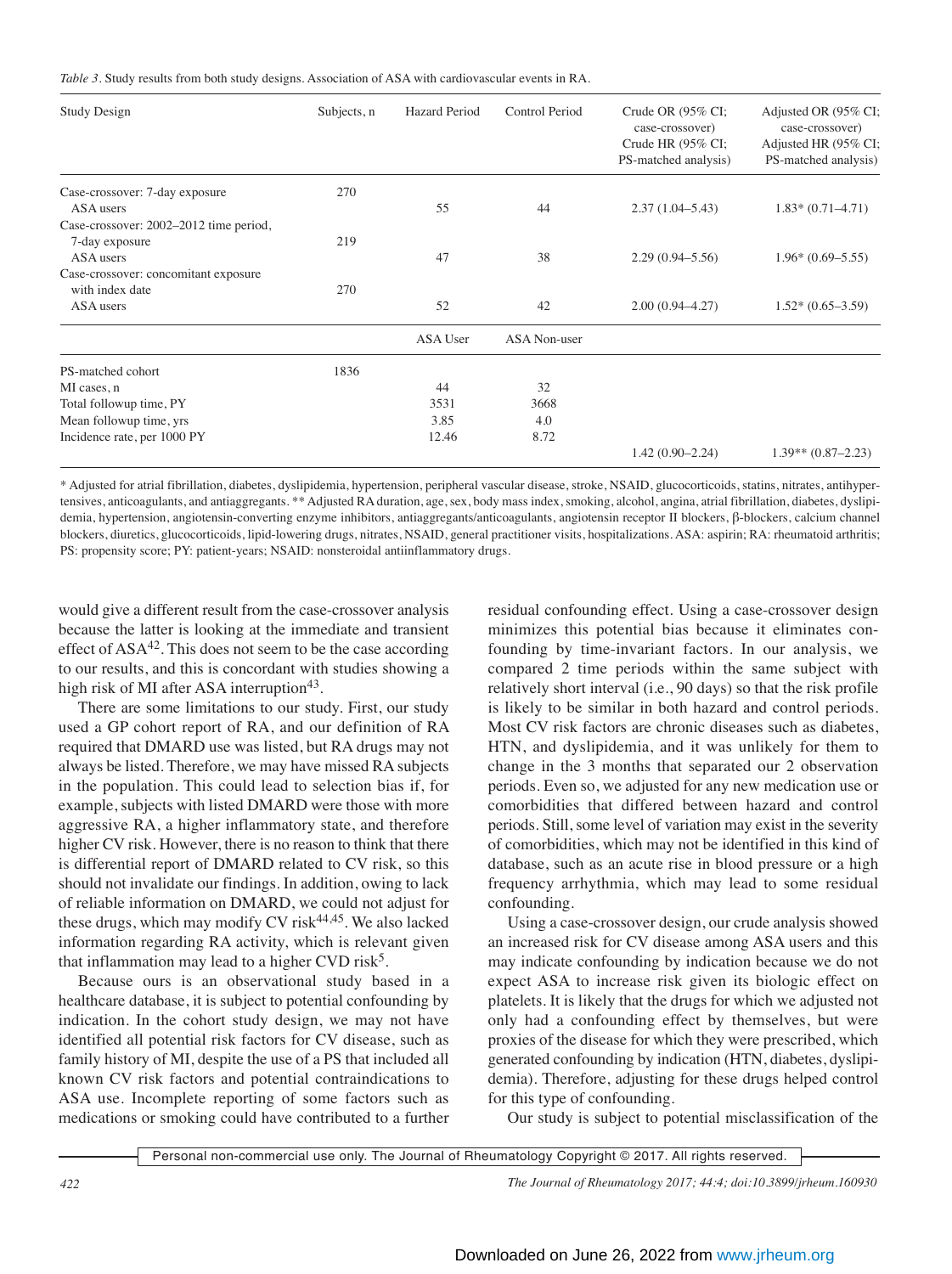*Table 3*. Study results from both study designs. Association of ASA with cardiovascular events in RA.

| Study Design | Subjects, n | Hazard Period | Control Period | Crude OR (95% CI; case-crossover) Crude HR (95% CI; PS-matched analysis) | Adjusted OR (95% CI; case-crossover) Adjusted HR (95% CI; PS-matched analysis) |
|---|---|---|---|---|---|
| Case-crossover: 7-day exposure | 270 | | | | |
| ASA users | | 55 | 44 | 2.37 (1.04–5.43) | 1.83* (0.71–4.71) |
| Case-crossover: 2002–2012 time period, 7-day exposure | 219 | | | | |
| ASA users | | 47 | 38 | 2.29 (0.94–5.56) | 1.96* (0.69–5.55) |
| Case-crossover: concomitant exposure with index date | 270 | | | | |
| ASA users | | 52 | 42 | 2.00 (0.94–4.27) | 1.52* (0.65–3.59) |
| | | ASA User | ASA Non-user | | |
| PS-matched cohort | 1836 | | | | |
| MI cases, n | | 44 | 32 | | |
| Total followup time, PY | | 3531 | 3668 | | |
| Mean followup time, yrs | | 3.85 | 4.0 | | |
| Incidence rate, per 1000 PY | | 12.46 | 8.72 | | |
| | | | | 1.42 (0.90–2.24) | 1.39** (0.87–2.23) |

* Adjusted for atrial fibrillation, diabetes, dyslipidemia, hypertension, peripheral vascular disease, stroke, NSAID, glucocorticoids, statins, nitrates, antihypertensives, anticoagulants, and antiaggregants. ** Adjusted RA duration, age, sex, body mass index, smoking, alcohol, angina, atrial fibrillation, diabetes, dyslipidemia, hypertension, angiotensin-converting enzyme inhibitors, antiaggregants/anticoagulants, angiotensin receptor II blockers, β-blockers, calcium channel blockers, diuretics, glucocorticoids, lipid-lowering drugs, nitrates, NSAID, general practitioner visits, hospitalizations. ASA: aspirin; RA: rheumatoid arthritis; PS: propensity score; PY: patient-years; NSAID: nonsteroidal antiinflammatory drugs.

would give a different result from the case-crossover analysis because the latter is looking at the immediate and transient effect of ASA[42]. This does not seem to be the case according to our results, and this is concordant with studies showing a high risk of MI after ASA interruption[43].

There are some limitations to our study. First, our study used a GP cohort report of RA, and our definition of RA required that DMARD use was listed, but RA drugs may not always be listed. Therefore, we may have missed RA subjects in the population. This could lead to selection bias if, for example, subjects with listed DMARD were those with more aggressive RA, a higher inflammatory state, and therefore higher CV risk. However, there is no reason to think that there is differential report of DMARD related to CV risk, so this should not invalidate our findings. In addition, owing to lack of reliable information on DMARD, we could not adjust for these drugs, which may modify CV risk[44,45]. We also lacked information regarding RA activity, which is relevant given that inflammation may lead to a higher CVD risk[5].

Because ours is an observational study based in a healthcare database, it is subject to potential confounding by indication. In the cohort study design, we may not have identified all potential risk factors for CV disease, such as family history of MI, despite the use of a PS that included all known CV risk factors and potential contraindications to ASA use. Incomplete reporting of some factors such as medications or smoking could have contributed to a further residual confounding effect. Using a case-crossover design minimizes this potential bias because it eliminates confounding by time-invariant factors. In our analysis, we compared 2 time periods within the same subject with relatively short interval (i.e., 90 days) so that the risk profile is likely to be similar in both hazard and control periods. Most CV risk factors are chronic diseases such as diabetes, HTN, and dyslipidemia, and it was unlikely for them to change in the 3 months that separated our 2 observation periods. Even so, we adjusted for any new medication use or comorbidities that differed between hazard and control periods. Still, some level of variation may exist in the severity of comorbidities, which may not be identified in this kind of database, such as an acute rise in blood pressure or a high frequency arrhythmia, which may lead to some residual confounding.

Using a case-crossover design, our crude analysis showed an increased risk for CV disease among ASA users and this may indicate confounding by indication because we do not expect ASA to increase risk given its biologic effect on platelets. It is likely that the drugs for which we adjusted not only had a confounding effect by themselves, but were proxies of the disease for which they were prescribed, which generated confounding by indication (HTN, diabetes, dyslipidemia). Therefore, adjusting for these drugs helped control for this type of confounding.

Our study is subject to potential misclassification of the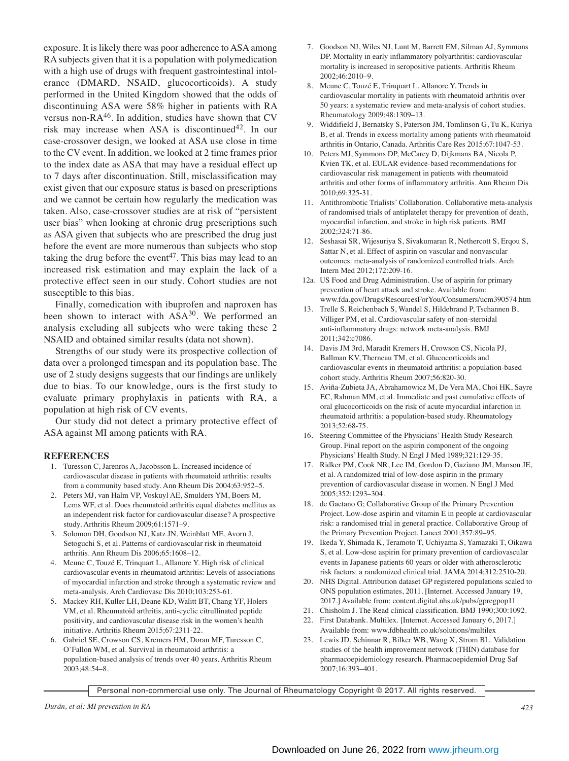exposure. It is likely there was poor adherence to ASA among RA subjects given that it is a population with polymedication with a high use of drugs with frequent gastrointestinal intolerance (DMARD, NSAID, glucocorticoids). A study performed in the United Kingdom showed that the odds of discontinuing ASA were 58% higher in patients with RA versus non-RA[46]. In addition, studies have shown that CV risk may increase when ASA is discontinued[42]. In our case-crossover design, we looked at ASA use close in time to the CV event. In addition, we looked at 2 time frames prior to the index date as ASA that may have a residual effect up to 7 days after discontinuation. Still, misclassification may exist given that our exposure status is based on prescriptions and we cannot be certain how regularly the medication was taken. Also, case-crossover studies are at risk of "persistent user bias" when looking at chronic drug prescriptions such as ASA given that subjects who are prescribed the drug just before the event are more numerous than subjects who stop taking the drug before the event[47]. This bias may lead to an increased risk estimation and may explain the lack of a protective effect seen in our study. Cohort studies are not susceptible to this bias.

Finally, comedication with ibuprofen and naproxen has been shown to interact with ASA[30]. We performed an analysis excluding all subjects who were taking these 2 NSAID and obtained similar results (data not shown).

Strengths of our study were its prospective collection of data over a prolonged timespan and its population base. The use of 2 study designs suggests that our findings are unlikely due to bias. To our knowledge, ours is the first study to evaluate primary prophylaxis in patients with RA, a population at high risk of CV events.

Our study did not detect a primary protective effect of ASA against MI among patients with RA.

## REFERENCES

1. Turesson C, Jarenros A, Jacobsson L. Increased incidence of cardiovascular disease in patients with rheumatoid arthritis: results from a community based study. Ann Rheum Dis 2004;63:952–5.
2. Peters MJ, van Halm VP, Voskuyl AE, Smulders YM, Boers M, Lems WF, et al. Does rheumatoid arthritis equal diabetes mellitus as an independent risk factor for cardiovascular disease? A prospective study. Arthritis Rheum 2009;61:1571–9.
3. Solomon DH, Goodson NJ, Katz JN, Weinblatt ME, Avorn J, Setoguchi S, et al. Patterns of cardiovascular risk in rheumatoid arthritis. Ann Rheum Dis 2006;65:1608–12.
4. Meune C, Touzé E, Trinquart L, Allanore Y. High risk of clinical cardiovascular events in rheumatoid arthritis: Levels of associations of myocardial infarction and stroke through a systematic review and meta-analysis. Arch Cardiovasc Dis 2010;103:253-61.
5. Mackey RH, Kuller LH, Deane KD, Walitt BT, Chang YF, Holers VM, et al. Rheumatoid arthritis, anti-cyclic citrullinated peptide positivity, and cardiovascular disease risk in the women's health initiative. Arthritis Rheum 2015;67:2311-22.
6. Gabriel SE, Crowson CS, Kremers HM, Doran MF, Turesson C, O'Fallon WM, et al. Survival in rheumatoid arthritis: a population-based analysis of trends over 40 years. Arthritis Rheum 2003;48:54–8.
7. Goodson NJ, Wiles NJ, Lunt M, Barrett EM, Silman AJ, Symmons DP. Mortality in early inflammatory polyarthritis: cardiovascular mortality is increased in seropositive patients. Arthritis Rheum 2002;46:2010–9.
8. Meune C, Touzé E, Trinquart L, Allanore Y. Trends in cardiovascular mortality in patients with rheumatoid arthritis over 50 years: a systematic review and meta-analysis of cohort studies. Rheumatology 2009;48:1309–13.
9. Widdifield J, Bernatsky S, Paterson JM, Tomlinson G, Tu K, Kuriya B, et al. Trends in excess mortality among patients with rheumatoid arthritis in Ontario, Canada. Arthritis Care Res 2015;67:1047-53.
10. Peters MJ, Symmons DP, McCarey D, Dijkmans BA, Nicola P, Kvien TK, et al. EULAR evidence-based recommendations for cardiovascular risk management in patients with rheumatoid arthritis and other forms of inflammatory arthritis. Ann Rheum Dis 2010;69:325-31.
11. Antithrombotic Trialists' Collaboration. Collaborative meta-analysis of randomised trials of antiplatelet therapy for prevention of death, myocardial infarction, and stroke in high risk patients. BMJ 2002;324:71-86.
12. Seshasai SR, Wijesuriya S, Sivakumaran R, Nethercott S, Erqou S, Sattar N, et al. Effect of aspirin on vascular and nonvascular outcomes: meta-analysis of randomized controlled trials. Arch Intern Med 2012;172:209-16.

12a. US Food and Drug Administration. Use of aspirin for primary prevention of heart attack and stroke. Available from: www.fda.gov/Drugs/ResourcesForYou/Consumers/ucm390574.htm

13. Trelle S, Reichenbach S, Wandel S, Hildebrand P, Tschannen B, Villiger PM, et al. Cardiovascular safety of non-steroidal anti-inflammatory drugs: network meta-analysis. BMJ 2011;342:c7086.
14. Davis JM 3rd, Maradit Kremers H, Crowson CS, Nicola PJ, Ballman KV, Therneau TM, et al. Glucocorticoids and cardiovascular events in rheumatoid arthritis: a population-based cohort study. Arthritis Rheum 2007;56:820-30.
15. Aviña-Zubieta JA, Abrahamowicz M, De Vera MA, Choi HK, Sayre EC, Rahman MM, et al. Immediate and past cumulative effects of oral glucocorticoids on the risk of acute myocardial infarction in rheumatoid arthritis: a population-based study. Rheumatology 2013;52:68-75.
16. Steering Committee of the Physicians' Health Study Research Group. Final report on the aspirin component of the ongoing Physicians' Health Study. N Engl J Med 1989;321:129-35.
17. Ridker PM, Cook NR, Lee IM, Gordon D, Gaziano JM, Manson JE, et al. A randomized trial of low-dose aspirin in the primary prevention of cardiovascular disease in women. N Engl J Med 2005;352:1293–304.
18. de Gaetano G; Collaborative Group of the Primary Prevention Project. Low-dose aspirin and vitamin E in people at cardiovascular risk: a randomised trial in general practice. Collaborative Group of the Primary Prevention Project. Lancet 2001;357:89–95.
19. Ikeda Y, Shimada K, Teramoto T, Uchiyama S, Yamazaki T, Oikawa S, et al. Low-dose aspirin for primary prevention of cardiovascular events in Japanese patients 60 years or older with atherosclerotic risk factors: a randomized clinical trial. JAMA 2014;312:2510-20.
20. NHS Digital. Attribution dataset GP registered populations scaled to ONS population estimates, 2011. [Internet. Accessed January 19, 2017.] Available from: content.digital.nhs.uk/pubs/gpregpop11
21. Chisholm J. The Read clinical classification. BMJ 1990;300:1092.
22. First Databank. Multilex. [Internet. Accessed January 6, 2017.] Available from: www.fdbhealth.co.uk/solutions/multilex
23. Lewis JD, Schinnar R, Bilker WB, Wang X, Strom BL. Validation studies of the health improvement network (THIN) database for pharmacoepidemiology research. Pharmacoepidemiol Drug Saf 2007;16:393–401.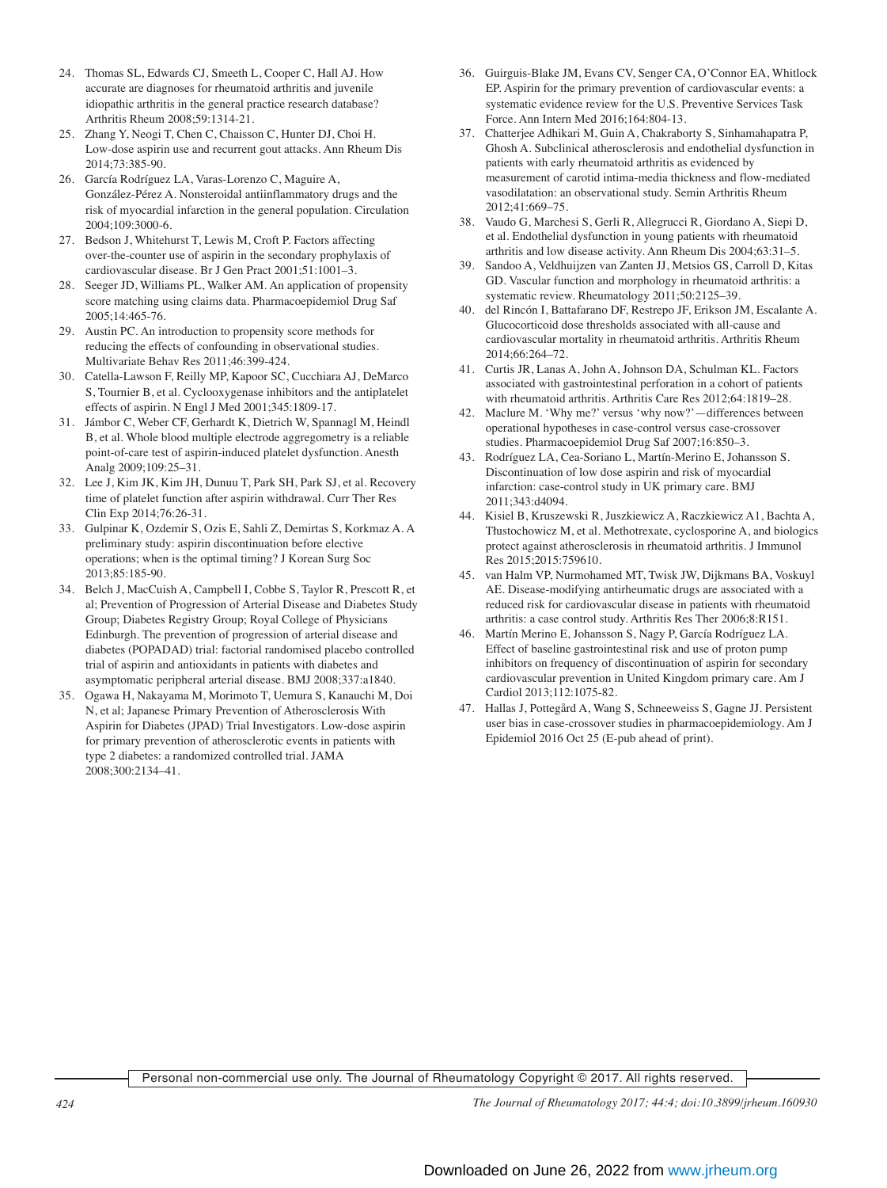24. Thomas SL, Edwards CJ, Smeeth L, Cooper C, Hall AJ. How accurate are diagnoses for rheumatoid arthritis and juvenile idiopathic arthritis in the general practice research database? Arthritis Rheum 2008;59:1314-21.
25. Zhang Y, Neogi T, Chen C, Chaisson C, Hunter DJ, Choi H. Low-dose aspirin use and recurrent gout attacks. Ann Rheum Dis 2014;73:385-90.
26. García Rodríguez LA, Varas-Lorenzo C, Maguire A, González-Pérez A. Nonsteroidal antiinflammatory drugs and the risk of myocardial infarction in the general population. Circulation 2004;109:3000-6.
27. Bedson J, Whitehurst T, Lewis M, Croft P. Factors affecting over-the-counter use of aspirin in the secondary prophylaxis of cardiovascular disease. Br J Gen Pract 2001;51:1001–3.
28. Seeger JD, Williams PL, Walker AM. An application of propensity score matching using claims data. Pharmacoepidemiol Drug Saf 2005;14:465-76.
29. Austin PC. An introduction to propensity score methods for reducing the effects of confounding in observational studies. Multivariate Behav Res 2011;46:399-424.
30. Catella-Lawson F, Reilly MP, Kapoor SC, Cucchiara AJ, DeMarco S, Tournier B, et al. Cyclooxygenase inhibitors and the antiplatelet effects of aspirin. N Engl J Med 2001;345:1809-17.
31. Jámbor C, Weber CF, Gerhardt K, Dietrich W, Spannagl M, Heindl B, et al. Whole blood multiple electrode aggregometry is a reliable point-of-care test of aspirin-induced platelet dysfunction. Anesth Analg 2009;109:25–31.
32. Lee J, Kim JK, Kim JH, Dunuu T, Park SH, Park SJ, et al. Recovery time of platelet function after aspirin withdrawal. Curr Ther Res Clin Exp 2014;76:26-31.
33. Gulpinar K, Ozdemir S, Ozis E, Sahli Z, Demirtas S, Korkmaz A. A preliminary study: aspirin discontinuation before elective operations; when is the optimal timing? J Korean Surg Soc 2013;85:185-90.
34. Belch J, MacCuish A, Campbell I, Cobbe S, Taylor R, Prescott R, et al; Prevention of Progression of Arterial Disease and Diabetes Study Group; Diabetes Registry Group; Royal College of Physicians Edinburgh. The prevention of progression of arterial disease and diabetes (POPADAD) trial: factorial randomised placebo controlled trial of aspirin and antioxidants in patients with diabetes and asymptomatic peripheral arterial disease. BMJ 2008;337:a1840.
35. Ogawa H, Nakayama M, Morimoto T, Uemura S, Kanauchi M, Doi N, et al; Japanese Primary Prevention of Atherosclerosis With Aspirin for Diabetes (JPAD) Trial Investigators. Low-dose aspirin for primary prevention of atherosclerotic events in patients with type 2 diabetes: a randomized controlled trial. JAMA 2008;300:2134–41.
36. Guirguis-Blake JM, Evans CV, Senger CA, O'Connor EA, Whitlock EP. Aspirin for the primary prevention of cardiovascular events: a systematic evidence review for the U.S. Preventive Services Task Force. Ann Intern Med 2016;164:804-13.
37. Chatterjee Adhikari M, Guin A, Chakraborty S, Sinhamahapatra P, Ghosh A. Subclinical atherosclerosis and endothelial dysfunction in patients with early rheumatoid arthritis as evidenced by measurement of carotid intima-media thickness and flow-mediated vasodilatation: an observational study. Semin Arthritis Rheum 2012;41:669–75.
38. Vaudo G, Marchesi S, Gerli R, Allegrucci R, Giordano A, Siepi D, et al. Endothelial dysfunction in young patients with rheumatoid arthritis and low disease activity. Ann Rheum Dis 2004;63:31–5.
39. Sandoo A, Veldhuijzen van Zanten JJ, Metsios GS, Carroll D, Kitas GD. Vascular function and morphology in rheumatoid arthritis: a systematic review. Rheumatology 2011;50:2125–39.
40. del Rincón I, Battafarano DF, Restrepo JF, Erikson JM, Escalante A. Glucocorticoid dose thresholds associated with all-cause and cardiovascular mortality in rheumatoid arthritis. Arthritis Rheum 2014;66:264–72.
41. Curtis JR, Lanas A, John A, Johnson DA, Schulman KL. Factors associated with gastrointestinal perforation in a cohort of patients with rheumatoid arthritis. Arthritis Care Res 2012;64:1819–28.
42. Maclure M. 'Why me?' versus 'why now?'—differences between operational hypotheses in case-control versus case-crossover studies. Pharmacoepidemiol Drug Saf 2007;16:850–3.
43. Rodríguez LA, Cea-Soriano L, Martín-Merino E, Johansson S. Discontinuation of low dose aspirin and risk of myocardial infarction: case-control study in UK primary care. BMJ 2011;343:d4094.
44. Kisiel B, Kruszewski R, Juszkiewicz A, Raczkiewicz A1, Bachta A, Tłustochowicz M, et al. Methotrexate, cyclosporine A, and biologics protect against atherosclerosis in rheumatoid arthritis. J Immunol Res 2015;2015:759610.
45. van Halm VP, Nurmohamed MT, Twisk JW, Dijkmans BA, Voskuyl AE. Disease-modifying antirheumatic drugs are associated with a reduced risk for cardiovascular disease in patients with rheumatoid arthritis: a case control study. Arthritis Res Ther 2006;8:R151.
46. Martín Merino E, Johansson S, Nagy P, García Rodríguez LA. Effect of baseline gastrointestinal risk and use of proton pump inhibitors on frequency of discontinuation of aspirin for secondary cardiovascular prevention in United Kingdom primary care. Am J Cardiol 2013;112:1075-82.
47. Hallas J, Pottegård A, Wang S, Schneeweiss S, Gagne JJ. Persistent user bias in case-crossover studies in pharmacoepidemiology. Am J Epidemiol 2016 Oct 25 (E-pub ahead of print).